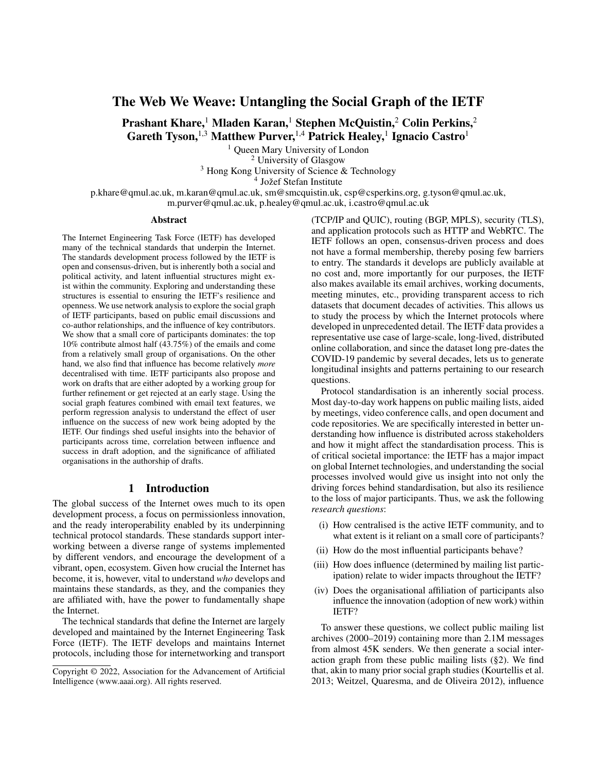# The Web We Weave: Untangling the Social Graph of the IETF

**Prashant Khare,[1] Mladen Karan,[1] Stephen McQuistin,[2] Colin Perkins,[2] Gareth Tyson,[1,3] Matthew Purver,[1,4] Patrick Healey,[1] Ignacio Castro[1]**

[1] Queen Mary University of London
[2] University of Glasgow
[3] Hong Kong University of Science & Technology
[4] Jožef Stefan Institute

p.khare@qmul.ac.uk, m.karan@qmul.ac.uk, sm@smcquistin.uk, csp@csperkins.org, g.tyson@qmul.ac.uk, m.purver@qmul.ac.uk, p.healey@qmul.ac.uk, i.castro@qmul.ac.uk

## Abstract

The Internet Engineering Task Force (IETF) has developed many of the technical standards that underpin the Internet. The standards development process followed by the IETF is open and consensus-driven, but is inherently both a social and political activity, and latent influential structures might exist within the community. Exploring and understanding these structures is essential to ensuring the IETF's resilience and openness. We use network analysis to explore the social graph of IETF participants, based on public email discussions and co-author relationships, and the influence of key contributors. We show that a small core of participants dominates: the top 10% contribute almost half (43.75%) of the emails and come from a relatively small group of organisations. On the other hand, we also find that influence has become relatively *more* decentralised with time. IETF participants also propose and work on drafts that are either adopted by a working group for further refinement or get rejected at an early stage. Using the social graph features combined with email text features, we perform regression analysis to understand the effect of user influence on the success of new work being adopted by the IETF. Our findings shed useful insights into the behavior of participants across time, correlation between influence and success in draft adoption, and the significance of affiliated organisations in the authorship of drafts.

## 1 Introduction

The global success of the Internet owes much to its open development process, a focus on permissionless innovation, and the ready interoperability enabled by its underpinning technical protocol standards. These standards support interworking between a diverse range of systems implemented by different vendors, and encourage the development of a vibrant, open, ecosystem. Given how crucial the Internet has become, it is, however, vital to understand *who* develops and maintains these standards, as they, and the companies they are affiliated with, have the power to fundamentally shape the Internet.

The technical standards that define the Internet are largely developed and maintained by the Internet Engineering Task Force (IETF). The IETF develops and maintains Internet protocols, including those for internetworking and transport (TCP/IP and QUIC), routing (BGP, MPLS), security (TLS), and application protocols such as HTTP and WebRTC. The IETF follows an open, consensus-driven process and does not have a formal membership, thereby posing few barriers to entry. The standards it develops are publicly available at no cost and, more importantly for our purposes, the IETF also makes available its email archives, working documents, meeting minutes, etc., providing transparent access to rich datasets that document decades of activities. This allows us to study the process by which the Internet protocols where developed in unprecedented detail. The IETF data provides a representative use case of large-scale, long-lived, distributed online collaboration, and since the dataset long pre-dates the COVID-19 pandemic by several decades, lets us to generate longitudinal insights and patterns pertaining to our research questions.

Protocol standardisation is an inherently social process. Most day-to-day work happens on public mailing lists, aided by meetings, video conference calls, and open document and code repositories. We are specifically interested in better understanding how influence is distributed across stakeholders and how it might affect the standardisation process. This is of critical societal importance: the IETF has a major impact on global Internet technologies, and understanding the social processes involved would give us insight into not only the driving forces behind standardisation, but also its resilience to the loss of major participants. Thus, we ask the following *research questions*:

(i) How centralised is the active IETF community, and to what extent is it reliant on a small core of participants?

(ii) How do the most influential participants behave?

(iii) How does influence (determined by mailing list participation) relate to wider impacts throughout the IETF?

(iv) Does the organisational affiliation of participants also influence the innovation (adoption of new work) within IETF?

To answer these questions, we collect public mailing list archives (2000–2019) containing more than 2.1M messages from almost 45K senders. We then generate a social interaction graph from these public mailing lists (§2). We find that, akin to many prior social graph studies (Kourtellis et al. 2013; Weitzel, Quaresma, and de Oliveira 2012), influence

Copyright © 2022, Association for the Advancement of Artificial Intelligence (www.aaai.org). All rights reserved.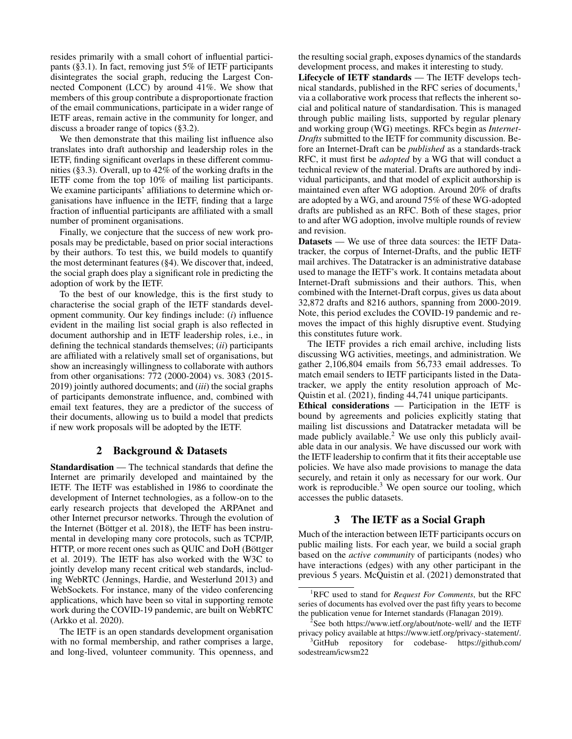resides primarily with a small cohort of influential participants (§3.1). In fact, removing just 5% of IETF participants disintegrates the social graph, reducing the Largest Connected Component (LCC) by around 41%. We show that members of this group contribute a disproportionate fraction of the email communications, participate in a wider range of IETF areas, remain active in the community for longer, and discuss a broader range of topics (§3.2).

We then demonstrate that this mailing list influence also translates into draft authorship and leadership roles in the IETF, finding significant overlaps in these different communities (§3.3). Overall, up to 42% of the working drafts in the IETF come from the top 10% of mailing list participants. We examine participants' affiliations to determine which organisations have influence in the IETF, finding that a large fraction of influential participants are affiliated with a small number of prominent organisations.

Finally, we conjecture that the success of new work proposals may be predictable, based on prior social interactions by their authors. To test this, we build models to quantify the most determinant features (§4). We discover that, indeed, the social graph does play a significant role in predicting the adoption of work by the IETF.

To the best of our knowledge, this is the first study to characterise the social graph of the IETF standards development community. Our key findings include: (*i*) influence evident in the mailing list social graph is also reflected in document authorship and in IETF leadership roles, i.e., in defining the technical standards themselves; (*ii*) participants are affiliated with a relatively small set of organisations, but show an increasingly willingness to collaborate with authors from other organisations: 772 (2000-2004) vs. 3083 (2015-2019) jointly authored documents; and (*iii*) the social graphs of participants demonstrate influence, and, combined with email text features, they are a predictor of the success of their documents, allowing us to build a model that predicts if new work proposals will be adopted by the IETF.

## 2 Background & Datasets

**Standardisation** — The technical standards that define the Internet are primarily developed and maintained by the IETF. The IETF was established in 1986 to coordinate the development of Internet technologies, as a follow-on to the early research projects that developed the ARPAnet and other Internet precursor networks. Through the evolution of the Internet (Böttger et al. 2018), the IETF has been instrumental in developing many core protocols, such as TCP/IP, HTTP, or more recent ones such as QUIC and DoH (Böttger et al. 2019). The IETF has also worked with the W3C to jointly develop many recent critical web standards, including WebRTC (Jennings, Hardie, and Westerlund 2013) and WebSockets. For instance, many of the video conferencing applications, which have been so vital in supporting remote work during the COVID-19 pandemic, are built on WebRTC (Arkko et al. 2020).

The IETF is an open standards development organisation with no formal membership, and rather comprises a large, and long-lived, volunteer community. This openness, and the resulting social graph, exposes dynamics of the standards development process, and makes it interesting to study.

**Lifecycle of IETF standards** — The IETF develops technical standards, published in the RFC series of documents,[1] via a collaborative work process that reflects the inherent social and political nature of standardisation. This is managed through public mailing lists, supported by regular plenary and working group (WG) meetings. RFCs begin as *Internet-Drafts* submitted to the IETF for community discussion. Before an Internet-Draft can be *published* as a standards-track RFC, it must first be *adopted* by a WG that will conduct a technical review of the material. Drafts are authored by individual participants, and that model of explicit authorship is maintained even after WG adoption. Around 20% of drafts are adopted by a WG, and around 75% of these WG-adopted drafts are published as an RFC. Both of these stages, prior to and after WG adoption, involve multiple rounds of review and revision.

**Datasets** — We use of three data sources: the IETF Datatracker, the corpus of Internet-Drafts, and the public IETF mail archives. The Datatracker is an administrative database used to manage the IETF's work. It contains metadata about Internet-Draft submissions and their authors. This, when combined with the Internet-Draft corpus, gives us data about 32,872 drafts and 8216 authors, spanning from 2000-2019. Note, this period excludes the COVID-19 pandemic and removes the impact of this highly disruptive event. Studying this constitutes future work.

The IETF provides a rich email archive, including lists discussing WG activities, meetings, and administration. We gather 2,106,804 emails from 56,733 email addresses. To match email senders to IETF participants listed in the Datatracker, we apply the entity resolution approach of McQuistin et al. (2021), finding 44,741 unique participants.

**Ethical considerations** — Participation in the IETF is bound by agreements and policies explicitly stating that mailing list discussions and Datatracker metadata will be made publicly available.[2] We use only this publicly available data in our analysis. We have discussed our work with the IETF leadership to confirm that it fits their acceptable use policies. We have also made provisions to manage the data securely, and retain it only as necessary for our work. Our work is reproducible.[3] We open source our tooling, which accesses the public datasets.

## 3 The IETF as a Social Graph

Much of the interaction between IETF participants occurs on public mailing lists. For each year, we build a social graph based on the *active community* of participants (nodes) who have interactions (edges) with any other participant in the previous 5 years. McQuistin et al. (2021) demonstrated that

[1] RFC used to stand for *Request For Comments*, but the RFC series of documents has evolved over the past fifty years to become the publication venue for Internet standards (Flanagan 2019).

[2] See both https://www.ietf.org/about/note-well/ and the IETF privacy policy available at https://www.ietf.org/privacy-statement/.

[3] GitHub repository for codebase- https://github.com/sodestream/icwsm22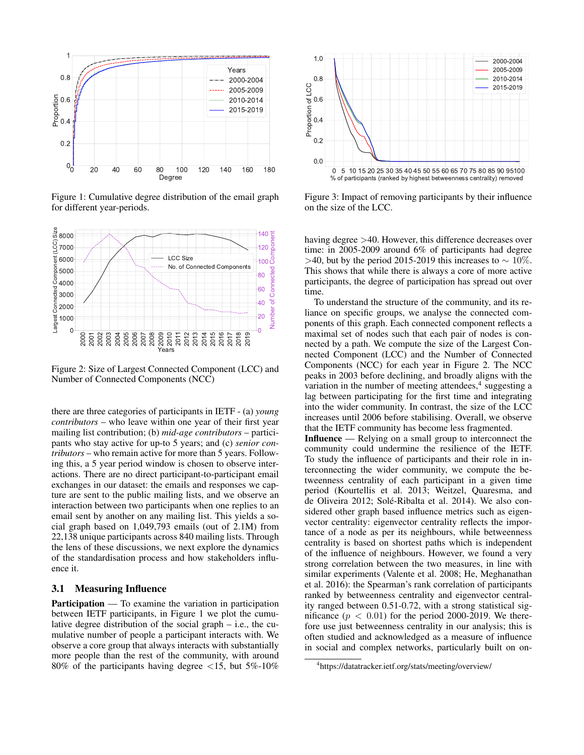Figure 1: Cumulative degree distribution of the email graph for different year-periods.

Figure 2: Size of Largest Connected Component (LCC) and Number of Connected Components (NCC)

there are three categories of participants in IETF - (a) *young contributors* – who leave within one year of their first year mailing list contribution; (b) *mid-age contributors* – participants who stay active for up-to 5 years; and (c) *senior contributors* – who remain active for more than 5 years. Following this, a 5 year period window is chosen to observe interactions. There are no direct participant-to-participant email exchanges in our dataset: the emails and responses we capture are sent to the public mailing lists, and we observe an interaction between two participants when one replies to an email sent by another on any mailing list. This yields a social graph based on 1,049,793 emails (out of 2.1M) from 22,138 unique participants across 840 mailing lists. Through the lens of these discussions, we next explore the dynamics of the standardisation process and how stakeholders influence it.

### 3.1 Measuring Influence

**Participation** — To examine the variation in participation between IETF participants, in Figure 1 we plot the cumulative degree distribution of the social graph – i.e., the cumulative number of people a participant interacts with. We observe a core group that always interacts with substantially more people than the rest of the community, with around 80% of the participants having degree $<$15, but 5%-10% having degree $>$40. However, this difference decreases over time: in 2005-2009 around 6% of participants had degree $>$40, but by the period 2015-2019 this increases to $\sim 10\%$. This shows that while there is always a core of more active participants, the degree of participation has spread out over time.

Figure 3: Impact of removing participants by their influence on the size of the LCC.

To understand the structure of the community, and its reliance on specific groups, we analyse the connected components of this graph. Each connected component reflects a maximal set of nodes such that each pair of nodes is connected by a path. We compute the size of the Largest Connected Component (LCC) and the Number of Connected Components (NCC) for each year in Figure 2. The NCC peaks in 2003 before declining, and broadly aligns with the variation in the number of meeting attendees,[4] suggesting a lag between participating for the first time and integrating into the wider community. In contrast, the size of the LCC increases until 2006 before stabilising. Overall, we observe that the IETF community has become less fragmented.

**Influence** — Relying on a small group to interconnect the community could undermine the resilience of the IETF. To study the influence of participants and their role in interconnecting the wider community, we compute the betweenness centrality of each participant in a given time period (Kourtellis et al. 2013; Weitzel, Quaresma, and de Oliveira 2012; Solé-Ribalta et al. 2014). We also considered other graph based influence metrics such as eigenvector centrality: eigenvector centrality reflects the importance of a node as per its neighbours, while betweenness centrality is based on shortest paths which is independent of the influence of neighbours. However, we found a very strong correlation between the two measures, in line with similar experiments (Valente et al. 2008; He, Meghanathan et al. 2016): the Spearman's rank correlation of participants ranked by betweenness centrality and eigenvector centrality ranged between 0.51-0.72, with a strong statistical significance ($p < 0.01$) for the period 2000-2019. We therefore use just betweenness centrality in our analysis; this is often studied and acknowledged as a measure of influence in social and complex networks, particularly built on on-

[4] https://datatracker.ietf.org/stats/meeting/overview/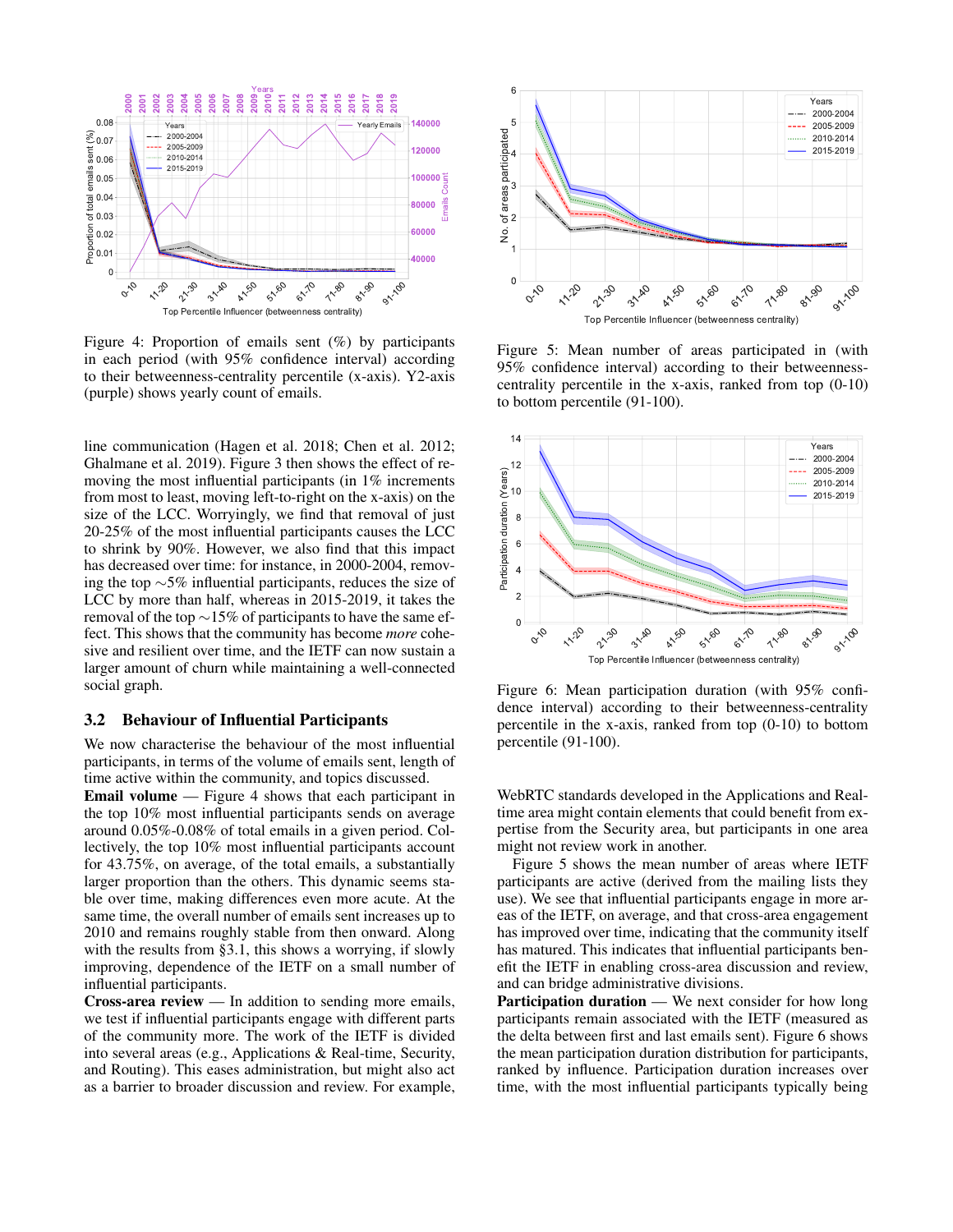Figure 4: Proportion of emails sent (%) by participants in each period (with 95% confidence interval) according to their betweenness-centrality percentile (x-axis). Y2-axis (purple) shows yearly count of emails.

line communication (Hagen et al. 2018; Chen et al. 2012; Ghalmane et al. 2019). Figure 3 then shows the effect of removing the most influential participants (in 1% increments from most to least, moving left-to-right on the x-axis) on the size of the LCC. Worryingly, we find that removal of just 20-25% of the most influential participants causes the LCC to shrink by 90%. However, we also find that this impact has decreased over time: for instance, in 2000-2004, removing the top ∼5% influential participants, reduces the size of LCC by more than half, whereas in 2015-2019, it takes the removal of the top ∼15% of participants to have the same effect. This shows that the community has become *more* cohesive and resilient over time, and the IETF can now sustain a larger amount of churn while maintaining a well-connected social graph.

## 3.2 Behaviour of Influential Participants

We now characterise the behaviour of the most influential participants, in terms of the volume of emails sent, length of time active within the community, and topics discussed.

**Email volume** — Figure 4 shows that each participant in the top 10% most influential participants sends on average around 0.05%-0.08% of total emails in a given period. Collectively, the top 10% most influential participants account for 43.75%, on average, of the total emails, a substantially larger proportion than the others. This dynamic seems stable over time, making differences even more acute. At the same time, the overall number of emails sent increases up to 2010 and remains roughly stable from then onward. Along with the results from §3.1, this shows a worrying, if slowly improving, dependence of the IETF on a small number of influential participants.

**Cross-area review** — In addition to sending more emails, we test if influential participants engage with different parts of the community more. The work of the IETF is divided into several areas (e.g., Applications & Real-time, Security, and Routing). This eases administration, but might also act as a barrier to broader discussion and review. For example,

Figure 5: Mean number of areas participated in (with 95% confidence interval) according to their betweenness-centrality percentile in the x-axis, ranked from top (0-10) to bottom percentile (91-100).

Figure 6: Mean participation duration (with 95% confidence interval) according to their betweenness-centrality percentile in the x-axis, ranked from top (0-10) to bottom percentile (91-100).

WebRTC standards developed in the Applications and Real-time area might contain elements that could benefit from expertise from the Security area, but participants in one area might not review work in another.

Figure 5 shows the mean number of areas where IETF participants are active (derived from the mailing lists they use). We see that influential participants engage in more areas of the IETF, on average, and that cross-area engagement has improved over time, indicating that the community itself has matured. This indicates that influential participants benefit the IETF in enabling cross-area discussion and review, and can bridge administrative divisions.

**Participation duration** — We next consider for how long participants remain associated with the IETF (measured as the delta between first and last emails sent). Figure 6 shows the mean participation duration distribution for participants, ranked by influence. Participation duration increases over time, with the most influential participants typically being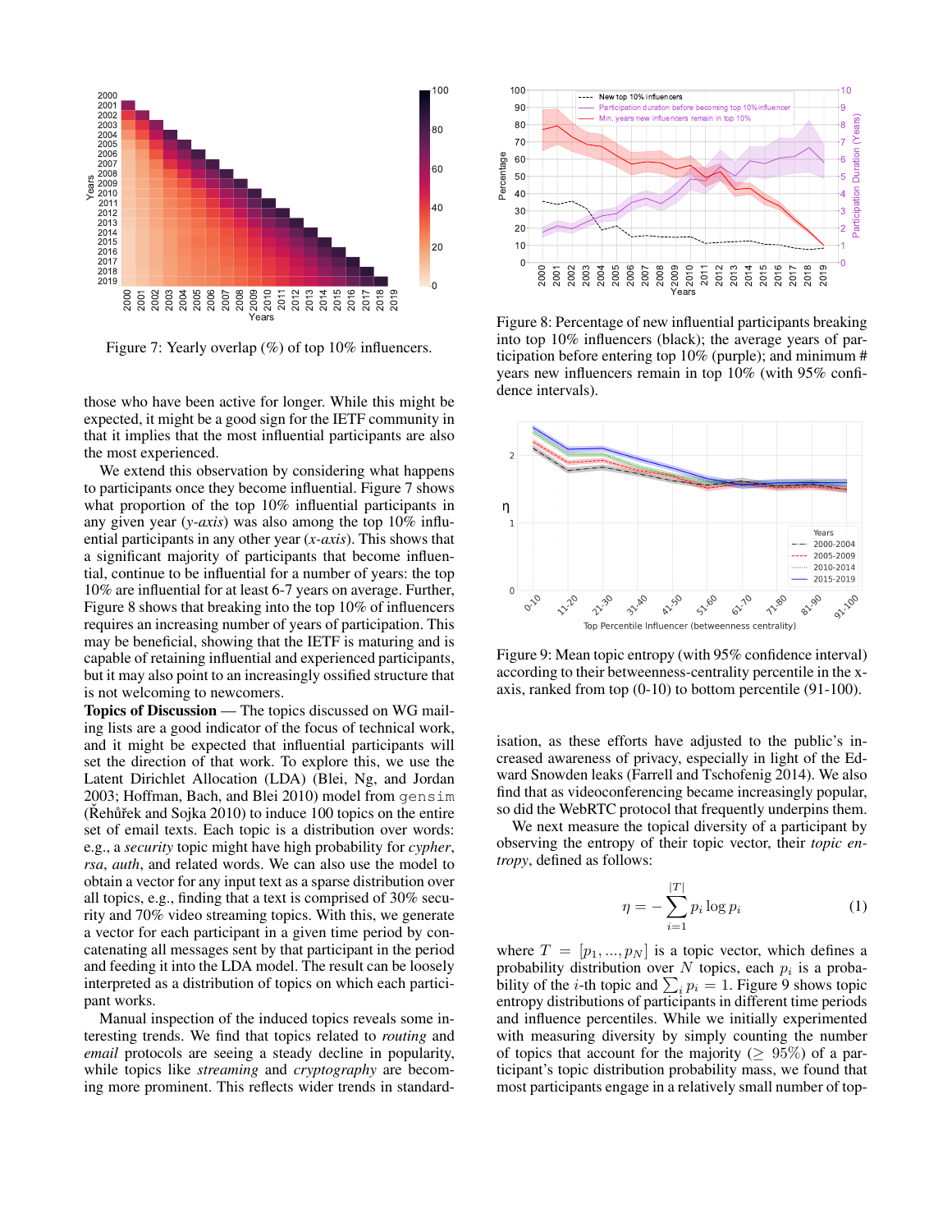Figure 7: Yearly overlap (%) of top 10% influencers.

those who have been active for longer. While this might be expected, it might be a good sign for the IETF community in that it implies that the most influential participants are also the most experienced.

We extend this observation by considering what happens to participants once they become influential. Figure 7 shows what proportion of the top 10% influential participants in any given year (*y-axis*) was also among the top 10% influential participants in any other year (*x-axis*). This shows that a significant majority of participants that become influential, continue to be influential for a number of years: the top 10% are influential for at least 6-7 years on average. Further, Figure 8 shows that breaking into the top 10% of influencers requires an increasing number of years of participation. This may be beneficial, showing that the IETF is maturing and is capable of retaining influential and experienced participants, but it may also point to an increasingly ossified structure that is not welcoming to newcomers.

**Topics of Discussion** — The topics discussed on WG mailing lists are a good indicator of the focus of technical work, and it might be expected that influential participants will set the direction of that work. To explore this, we use the Latent Dirichlet Allocation (LDA) (Blei, Ng, and Jordan 2003; Hoffman, Bach, and Blei 2010) model from `gensim` (Řehůřek and Sojka 2010) to induce 100 topics on the entire set of email texts. Each topic is a distribution over words: e.g., a *security* topic might have high probability for *cypher*, *rsa*, *auth*, and related words. We can also use the model to obtain a vector for any input text as a sparse distribution over all topics, e.g., finding that a text is comprised of 30% security and 70% video streaming topics. With this, we generate a vector for each participant in a given time period by concatenating all messages sent by that participant in the period and feeding it into the LDA model. The result can be loosely interpreted as a distribution of topics on which each participant works.

Manual inspection of the induced topics reveals some interesting trends. We find that topics related to *routing* and *email* protocols are seeing a steady decline in popularity, while topics like *streaming* and *cryptography* are becoming more prominent. This reflects wider trends in standardisation, as these efforts have adjusted to the public's increased awareness of privacy, especially in light of the Edward Snowden leaks (Farrell and Tschofenig 2014). We also find that as videoconferencing became increasingly popular, so did the WebRTC protocol that frequently underpins them.

Figure 8: Percentage of new influential participants breaking into top 10% influencers (black); the average years of participation before entering top 10% (purple); and minimum # years new influencers remain in top 10% (with 95% confidence intervals).

Figure 9: Mean topic entropy (with 95% confidence interval) according to their betweenness-centrality percentile in the x-axis, ranked from top (0-10) to bottom percentile (91-100).

We next measure the topical diversity of a participant by observing the entropy of their topic vector, their *topic entropy*, defined as follows:

$$\eta = -\sum_{i=1}^{|T|} p_i \log p_i \tag{1}$$

where $T = [p_1, ..., p_N]$ is a topic vector, which defines a probability distribution over $N$ topics, each $p_i$ is a probability of the $i$-th topic and $\sum_i p_i = 1$. Figure 9 shows topic entropy distributions of participants in different time periods and influence percentiles. While we initially experimented with measuring diversity by simply counting the number of topics that account for the majority ($\geq 95\%$) of a participant's topic distribution probability mass, we found that most participants engage in a relatively small number of top-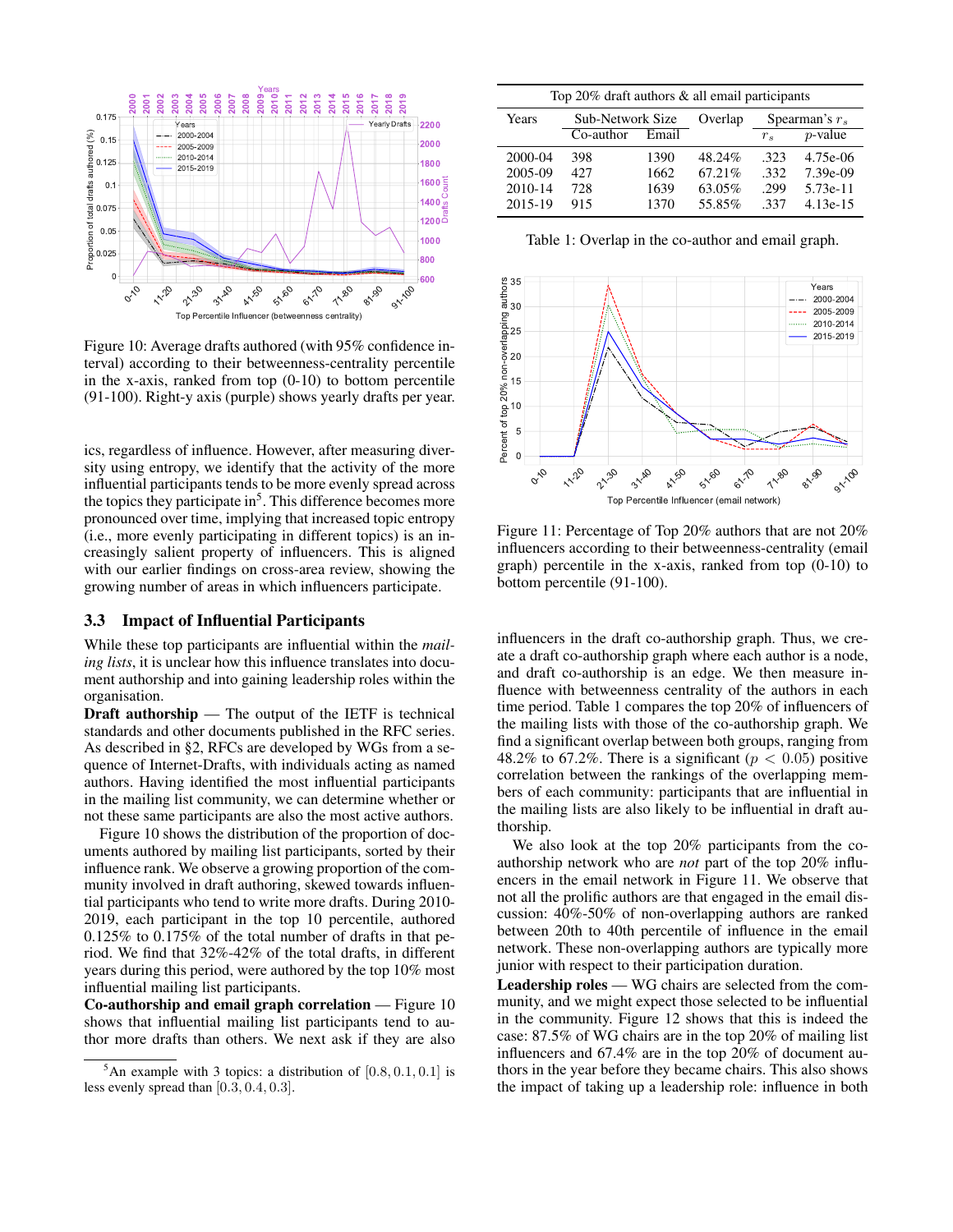Figure 10: Average drafts authored (with 95% confidence interval) according to their betweenness-centrality percentile in the x-axis, ranked from top (0-10) to bottom percentile (91-100). Right-y axis (purple) shows yearly drafts per year.

ics, regardless of influence. However, after measuring diversity using entropy, we identify that the activity of the more influential participants tends to be more evenly spread across the topics they participate in[5]. This difference becomes more pronounced over time, implying that increased topic entropy (i.e., more evenly participating in different topics) is an increasingly salient property of influencers. This is aligned with our earlier findings on cross-area review, showing the growing number of areas in which influencers participate.

## 3.3 Impact of Influential Participants

While these top participants are influential within the *mailing lists*, it is unclear how this influence translates into document authorship and into gaining leadership roles within the organisation.

**Draft authorship** — The output of the IETF is technical standards and other documents published in the RFC series. As described in §2, RFCs are developed by WGs from a sequence of Internet-Drafts, with individuals acting as named authors. Having identified the most influential participants in the mailing list community, we can determine whether or not these same participants are also the most active authors.

Figure 10 shows the distribution of the proportion of documents authored by mailing list participants, sorted by their influence rank. We observe a growing proportion of the community involved in draft authoring, skewed towards influential participants who tend to write more drafts. During 2010-2019, each participant in the top 10 percentile, authored 0.125% to 0.175% of the total number of drafts in that period. We find that 32%-42% of the total drafts, in different years during this period, were authored by the top 10% most influential mailing list participants.

**Co-authorship and email graph correlation** — Figure 10 shows that influential mailing list participants tend to author more drafts than others. We next ask if they are also influencers in the draft co-authorship graph. Thus, we create a draft co-authorship graph where each author is a node, and draft co-authorship is an edge. We then measure influence with betweenness centrality of the authors in each time period. Table 1 compares the top 20% of influencers of the mailing lists with those of the co-authorship graph. We find a significant overlap between both groups, ranging from 48.2% to 67.2%. There is a significant ($p < 0.05$) positive correlation between the rankings of the overlapping members of each community: participants that are influential in the mailing lists are also likely to be influential in draft authorship.

| Top 20% draft authors & all email participants | | | | | |
|---|---|---|---|---|---|
| Years | Sub-Network Size | | Overlap | Spearman's $r_s$ | |
| | Co-author | Email | | $r_s$ | $p$-value |
| 2000-04 | 398 | 1390 | 48.24% | .323 | 4.75e-06 |
| 2005-09 | 427 | 1662 | 67.21% | .332 | 7.39e-09 |
| 2010-14 | 728 | 1639 | 63.05% | .299 | 5.73e-11 |
| 2015-19 | 915 | 1370 | 55.85% | .337 | 4.13e-15 |

Table 1: Overlap in the co-author and email graph.

Figure 11: Percentage of Top 20% authors that are not 20% influencers according to their betweenness-centrality (email graph) percentile in the x-axis, ranked from top (0-10) to bottom percentile (91-100).

We also look at the top 20% participants from the co-authorship network who are *not* part of the top 20% influencers in the email network in Figure 11. We observe that not all the prolific authors are that engaged in the email discussion: 40%-50% of non-overlapping authors are ranked between 20th to 40th percentile of influence in the email network. These non-overlapping authors are typically more junior with respect to their participation duration.

**Leadership roles** — WG chairs are selected from the community, and we might expect those selected to be influential in the community. Figure 12 shows that this is indeed the case: 87.5% of WG chairs are in the top 20% of mailing list influencers and 67.4% are in the top 20% of document authors in the year before they became chairs. This also shows the impact of taking up a leadership role: influence in both

[5] An example with 3 topics: a distribution of $[0.8, 0.1, 0.1]$ is less evenly spread than $[0.3, 0.4, 0.3]$.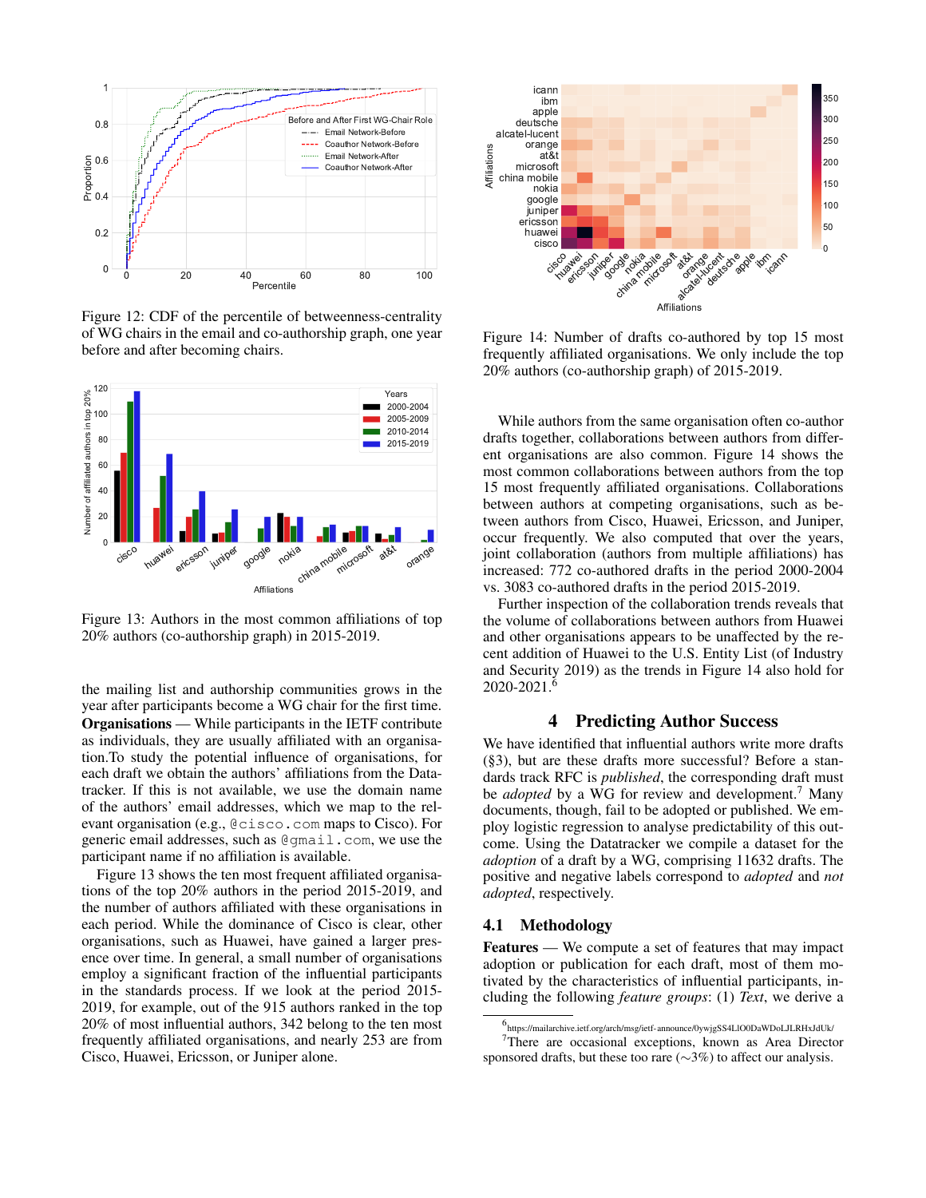Figure 12: CDF of the percentile of betweenness-centrality of WG chairs in the email and co-authorship graph, one year before and after becoming chairs.

Figure 13: Authors in the most common affiliations of top 20% authors (co-authorship graph) in 2015-2019.

the mailing list and authorship communities grows in the year after participants become a WG chair for the first time.

**Organisations** — While participants in the IETF contribute as individuals, they are usually affiliated with an organisation.To study the potential influence of organisations, for each draft we obtain the authors' affiliations from the Datatracker. If this is not available, we use the domain name of the authors' email addresses, which we map to the relevant organisation (e.g., `@cisco.com` maps to Cisco). For generic email addresses, such as `@gmail.com`, we use the participant name if no affiliation is available.

Figure 13 shows the ten most frequent affiliated organisations of the top 20% authors in the period 2015-2019, and the number of authors affiliated with these organisations in each period. While the dominance of Cisco is clear, other organisations, such as Huawei, have gained a larger presence over time. In general, a small number of organisations employ a significant fraction of the influential participants in the standards process. If we look at the period 2015-2019, for example, out of the 915 authors ranked in the top 20% of most influential authors, 342 belong to the ten most frequently affiliated organisations, and nearly 253 are from Cisco, Huawei, Ericsson, or Juniper alone.

Figure 14: Number of drafts co-authored by top 15 most frequently affiliated organisations. We only include the top 20% authors (co-authorship graph) of 2015-2019.

While authors from the same organisation often co-author drafts together, collaborations between authors from different organisations are also common. Figure 14 shows the most common collaborations between authors from the top 15 most frequently affiliated organisations. Collaborations between authors at competing organisations, such as between authors from Cisco, Huawei, Ericsson, and Juniper, occur frequently. We also computed that over the years, joint collaboration (authors from multiple affiliations) has increased: 772 co-authored drafts in the period 2000-2004 vs. 3083 co-authored drafts in the period 2015-2019.

Further inspection of the collaboration trends reveals that the volume of collaborations between authors from Huawei and other organisations appears to be unaffected by the recent addition of Huawei to the U.S. Entity List (of Industry and Security 2019) as the trends in Figure 14 also hold for 2020-2021.[6]

## 4 Predicting Author Success

We have identified that influential authors write more drafts (§3), but are these drafts more successful? Before a standards track RFC is *published*, the corresponding draft must be *adopted* by a WG for review and development.[7] Many documents, though, fail to be adopted or published. We employ logistic regression to analyse predictability of this outcome. Using the Datatracker we compile a dataset for the *adoption* of a draft by a WG, comprising 11632 drafts. The positive and negative labels correspond to *adopted* and *not adopted*, respectively.

### 4.1 Methodology

**Features** — We compute a set of features that may impact adoption or publication for each draft, most of them motivated by the characteristics of influential participants, including the following *feature groups*: (1) *Text*, we derive a

[6] https://mailarchive.ietf.org/arch/msg/ietf-announce/0ywjgSS4LIO0DaWDoLJLRHxJdUk/

[7] There are occasional exceptions, known as Area Director sponsored drafts, but these too rare (∼3%) to affect our analysis.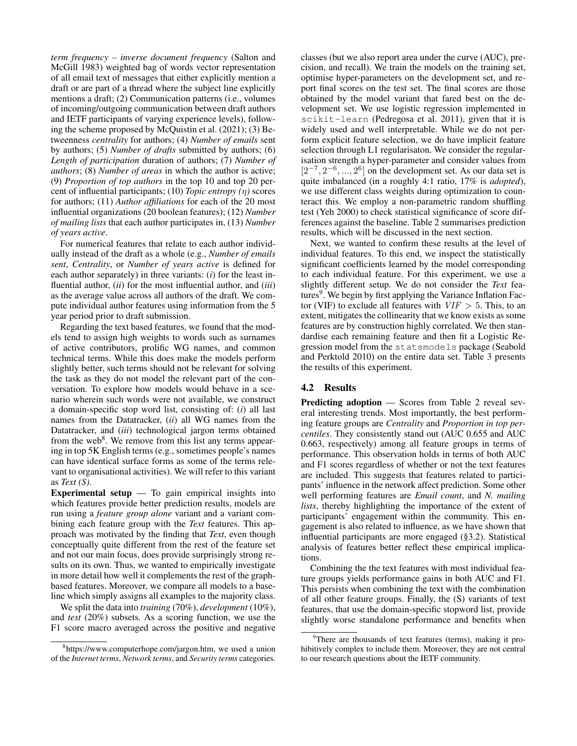*term frequency – inverse document frequency* (Salton and McGill 1983) weighted bag of words vector representation of all email text of messages that either explicitly mention a draft or are part of a thread where the subject line explicitly mentions a draft; (2) Communication patterns (i.e., volumes of incoming/outgoing communication between draft authors and IETF participants of varying experience levels), following the scheme proposed by McQuistin et al. (2021); (3) Betweenness *centrality* for authors; (4) *Number of emails* sent by authors; (5) *Number of drafts* submitted by authors; (6) *Length of participation* duration of authors; (7) *Number of authors*; (8) *Number of areas* in which the author is active; (9) *Proportion of top authors* in the top 10 and top 20 percent of influential participants; (10) *Topic entropy ($\eta$)* scores for authors; (11) *Author affiliations* for each of the 20 most influential organizations (20 boolean features); (12) *Number of mailing lists* that each author participates in, (13) *Number of years active*.

For numerical features that relate to each author individually instead of the draft as a whole (e.g., *Number of emails sent*, *Centrality*, or *Number of years active* is defined for each author separately) in three variants: (*i*) for the least influential author, (*ii*) for the most influential author, and (*iii*) as the average value across all authors of the draft. We compute individual author features using information from the 5 year period prior to draft submission.

Regarding the text based features, we found that the models tend to assign high weights to words such as surnames of active contributors, prolific WG names, and common technical terms. While this does make the models perform slightly better, such terms should not be relevant for solving the task as they do not model the relevant part of the conversation. To explore how models would behave in a scenario wherein such words were not available, we construct a domain-specific stop word list, consisting of: (*i*) all last names from the Datatracker, (*ii*) all WG names from the Datatracker, and (*iii*) technological jargon terms obtained from the web[8]. We remove from this list any terms appearing in top 5K English terms (e.g., sometimes people's names can have identical surface forms as some of the terms relevant to organisational activities). We will refer to this variant as *Text (S)*.

**Experimental setup** — To gain empirical insights into which features provide better prediction results, models are run using a *feature group alone* variant and a variant combining each feature group with the *Text* features. This approach was motivated by the finding that *Text*, even though conceptually quite different from the rest of the feature set and not our main focus, does provide surprisingly strong results on its own. Thus, we wanted to empirically investigate in more detail how well it complements the rest of the graph-based features. Moreover, we compare all models to a baseline which simply assigns all examples to the majority class.

We split the data into *training* (70%), *development* (10%), and *test* (20%) subsets. As a scoring function, we use the F1 score macro averaged across the positive and negative classes (but we also report area under the curve (AUC), precision, and recall). We train the models on the training set, optimise hyper-parameters on the development set, and report final scores on the test set. The final scores are those obtained by the model variant that fared best on the development set. We use logistic regression implemented in `scikit-learn` (Pedregosa et al. 2011), given that it is widely used and well interpretable. While we do not perform explicit feature selection, we do have implicit feature selection through L1 regularisaton. We consider the regularisation strength a hyper-parameter and consider values from $[2^{-7}, 2^{-6}, ..., 2^{6}]$ on the development set. As our data set is quite imbalanced (in a roughly 4:1 ratio, 17% is *adopted*), we use different class weights during optimization to counteract this. We employ a non-parametric random shuffling test (Yeh 2000) to check statistical significance of score differences against the baseline. Table 2 summarises prediction results, which will be discussed in the next section.

Next, we wanted to confirm these results at the level of individual features. To this end, we inspect the statistically significant coefficients learned by the model corresponding to each individual feature. For this experiment, we use a slightly different setup. We do not consider the *Text* features[9]. We begin by first applying the Variance Inflation Factor (VIF) to exclude all features with $VIF > 5$. This, to an extent, mitigates the collinearity that we know exists as some features are by construction highly correlated. We then standardise each remaining feature and then fit a Logistic Regression model from the `statsmodels` package (Seabold and Perktold 2010) on the entire data set. Table 3 presents the results of this experiment.

## 4.2 Results

**Predicting adoption** — Scores from Table 2 reveal several interesting trends. Most importantly, the best performing feature groups are *Centrality* and *Proportion in top percentiles*. They consistently stand out (AUC 0.655 and AUC 0.663, respectively) among all feature groups in terms of performance. This observation holds in terms of both AUC and F1 scores regardless of whether or not the text features are included. This suggests that features related to participants' influence in the network affect prediction. Some other well performing features are *Email count*, and *N. mailing lists*, thereby highlighting the importance of the extent of participants' engagement within the community. This engagement is also related to influence, as we have shown that influential participants are more engaged (§3.2). Statistical analysis of features better reflect these empirical implications.

Combining the the text features with most individual feature groups yields performance gains in both AUC and F1. This persists when combining the text with the combination of all other feature groups. Finally, the (S) variants of text features, that use the domain-specific stopword list, provide slightly worse standalone performance and benefits when

[8] https://www.computerhope.com/jargon.htm, we used a union of the *Internet terms*, *Network terms*, and *Security terms* categories.

[9] There are thousands of text features (terms), making it prohibitively complex to include them. Moreover, they are not central to our research questions about the IETF community.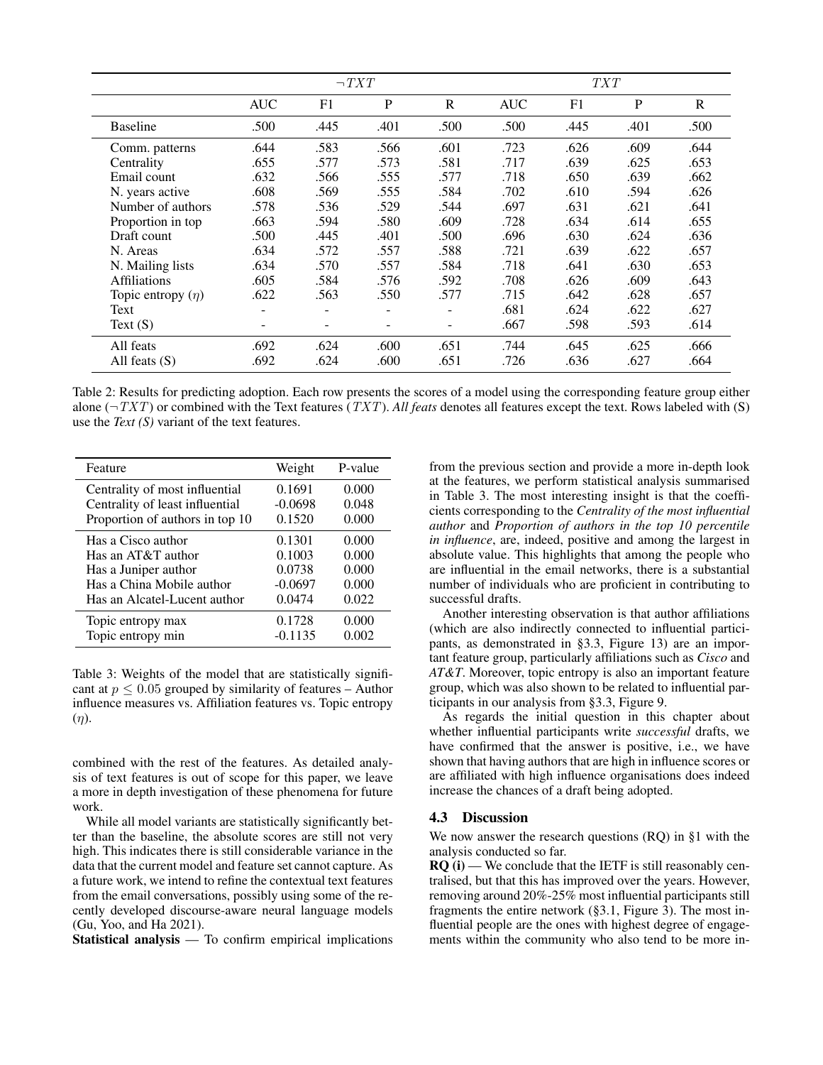| | $\neg TXT$ | | | | $TXT$ | | | |
|---|---|---|---|---|---|---|---|---|
| | AUC | F1 | P | R | AUC | F1 | P | R |
| Baseline | .500 | .445 | .401 | .500 | .500 | .445 | .401 | .500 |
| Comm. patterns | .644 | .583 | .566 | .601 | .723 | .626 | .609 | .644 |
| Centrality | .655 | .577 | .573 | .581 | .717 | .639 | .625 | .653 |
| Email count | .632 | .566 | .555 | .577 | .718 | .650 | .639 | .662 |
| N. years active | .608 | .569 | .555 | .584 | .702 | .610 | .594 | .626 |
| Number of authors | .578 | .536 | .529 | .544 | .697 | .631 | .621 | .641 |
| Proportion in top | .663 | .594 | .580 | .609 | .728 | .634 | .614 | .655 |
| Draft count | .500 | .445 | .401 | .500 | .696 | .630 | .624 | .636 |
| N. Areas | .634 | .572 | .557 | .588 | .721 | .639 | .622 | .657 |
| N. Mailing lists | .634 | .570 | .557 | .584 | .718 | .641 | .630 | .653 |
| Affiliations | .605 | .584 | .576 | .592 | .708 | .626 | .609 | .643 |
| Topic entropy ($\eta$) | .622 | .563 | .550 | .577 | .715 | .642 | .628 | .657 |
| Text | - | - | - | - | .681 | .624 | .622 | .627 |
| Text (S) | - | - | - | - | .667 | .598 | .593 | .614 |
| All feats | .692 | .624 | .600 | .651 | .744 | .645 | .625 | .666 |
| All feats (S) | .692 | .624 | .600 | .651 | .726 | .636 | .627 | .664 |

Table 2: Results for predicting adoption. Each row presents the scores of a model using the corresponding feature group either alone ($\neg TXT$) or combined with the Text features ($TXT$). *All feats* denotes all features except the text. Rows labeled with (S) use the *Text (S)* variant of the text features.

| Feature | Weight | P-value |
|---|---|---|
| Centrality of most influential | 0.1691 | 0.000 |
| Centrality of least influential | -0.0698 | 0.048 |
| Proportion of authors in top 10 | 0.1520 | 0.000 |
| Has a Cisco author | 0.1301 | 0.000 |
| Has an AT&T author | 0.1003 | 0.000 |
| Has a Juniper author | 0.0738 | 0.000 |
| Has a China Mobile author | -0.0697 | 0.000 |
| Has an Alcatel-Lucent author | 0.0474 | 0.022 |
| Topic entropy max | 0.1728 | 0.000 |
| Topic entropy min | -0.1135 | 0.002 |

Table 3: Weights of the model that are statistically significant at $p \leq 0.05$ grouped by similarity of features – Author influence measures vs. Affiliation features vs. Topic entropy ($\eta$).

combined with the rest of the features. As detailed analysis of text features is out of scope for this paper, we leave a more in depth investigation of these phenomena for future work.

While all model variants are statistically significantly better than the baseline, the absolute scores are still not very high. This indicates there is still considerable variance in the data that the current model and feature set cannot capture. As a future work, we intend to refine the contextual text features from the email conversations, possibly using some of the recently developed discourse-aware neural language models (Gu, Yoo, and Ha 2021).

**Statistical analysis** — To confirm empirical implications from the previous section and provide a more in-depth look at the features, we perform statistical analysis summarised in Table 3. The most interesting insight is that the coefficients corresponding to the *Centrality of the most influential author* and *Proportion of authors in the top 10 percentile in influence*, are, indeed, positive and among the largest in absolute value. This highlights that among the people who are influential in the email networks, there is a substantial number of individuals who are proficient in contributing to successful drafts.

Another interesting observation is that author affiliations (which are also indirectly connected to influential participants, as demonstrated in §3.3, Figure 13) are an important feature group, particularly affiliations such as *Cisco* and *AT&T*. Moreover, topic entropy is also an important feature group, which was also shown to be related to influential participants in our analysis from §3.3, Figure 9.

As regards the initial question in this chapter about whether influential participants write *successful* drafts, we have confirmed that the answer is positive, i.e., we have shown that having authors that are high in influence scores or are affiliated with high influence organisations does indeed increase the chances of a draft being adopted.

### 4.3 Discussion

We now answer the research questions (RQ) in §1 with the analysis conducted so far.

**RQ (i)** — We conclude that the IETF is still reasonably centralised, but that this has improved over the years. However, removing around 20%-25% most influential participants still fragments the entire network (§3.1, Figure 3). The most influential people are the ones with highest degree of engagements within the community who also tend to be more in-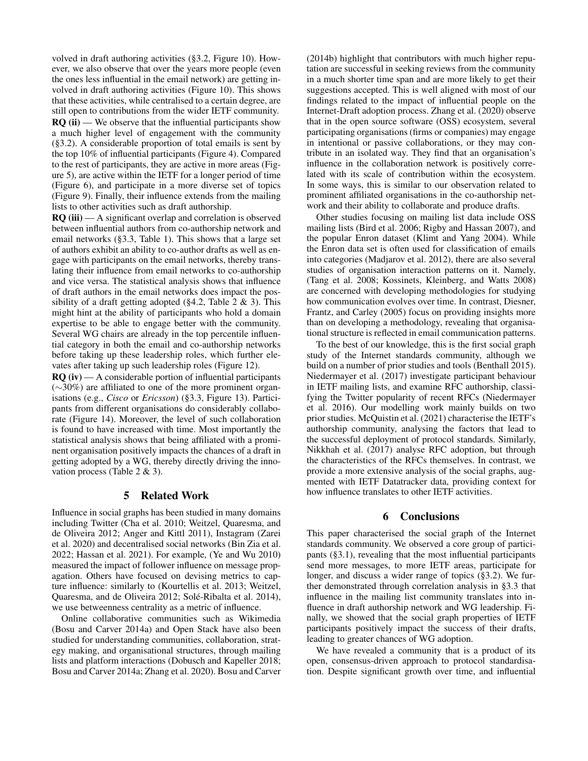volved in draft authoring activities (§3.2, Figure 10). However, we also observe that over the years more people (even the ones less influential in the email network) are getting involved in draft authoring activities (Figure 10). This shows that these activities, while centralised to a certain degree, are still open to contributions from the wider IETF community.

**RQ (ii)** — We observe that the influential participants show a much higher level of engagement with the community (§3.2). A considerable proportion of total emails is sent by the top 10% of influential participants (Figure 4). Compared to the rest of participants, they are active in more areas (Figure 5), are active within the IETF for a longer period of time (Figure 6), and participate in a more diverse set of topics (Figure 9). Finally, their influence extends from the mailing lists to other activities such as draft authorship.

**RQ (iii)** — A significant overlap and correlation is observed between influential authors from co-authorship network and email networks (§3.3, Table 1). This shows that a large set of authors exhibit an ability to co-author drafts as well as engage with participants on the email networks, thereby translating their influence from email networks to co-authorship and vice versa. The statistical analysis shows that influence of draft authors in the email networks does impact the possibility of a draft getting adopted (§4.2, Table 2 & 3). This might hint at the ability of participants who hold a domain expertise to be able to engage better with the community. Several WG chairs are already in the top percentile influential category in both the email and co-authorship networks before taking up these leadership roles, which further elevates after taking up such leadership roles (Figure 12).

**RQ (iv)** — A considerable portion of influential participants ($\sim$30%) are affiliated to one of the more prominent organisations (e.g., *Cisco* or *Ericsson*) (§3.3, Figure 13). Participants from different organisations do considerably collaborate (Figure 14). Moreover, the level of such collaboration is found to have increased with time. Most importantly the statistical analysis shows that being affiliated with a prominent organisation positively impacts the chances of a draft in getting adopted by a WG, thereby directly driving the innovation process (Table 2 & 3).

## 5 Related Work

Influence in social graphs has been studied in many domains including Twitter (Cha et al. 2010; Weitzel, Quaresma, and de Oliveira 2012; Anger and Kittl 2011), Instagram (Zarei et al. 2020) and decentralised social networks (Bin Zia et al. 2022; Hassan et al. 2021). For example, (Ye and Wu 2010) measured the impact of follower influence on message propagation. Others have focused on devising metrics to capture influence: similarly to (Kourtellis et al. 2013; Weitzel, Quaresma, and de Oliveira 2012; Solé-Ribalta et al. 2014), we use betweenness centrality as a metric of influence.

Online collaborative communities such as Wikimedia (Bosu and Carver 2014a) and Open Stack have also been studied for understanding communities, collaboration, strategy making, and organisational structures, through mailing lists and platform interactions (Dobusch and Kapeller 2018; Bosu and Carver 2014a; Zhang et al. 2020). Bosu and Carver (2014b) highlight that contributors with much higher reputation are successful in seeking reviews from the community in a much shorter time span and are more likely to get their suggestions accepted. This is well aligned with most of our findings related to the impact of influential people on the Internet-Draft adoption process. Zhang et al. (2020) observe that in the open source software (OSS) ecosystem, several participating organisations (firms or companies) may engage in intentional or passive collaborations, or they may contribute in an isolated way. They find that an organisation's influence in the collaboration network is positively correlated with its scale of contribution within the ecosystem. In some ways, this is similar to our observation related to prominent affiliated organisations in the co-authorship network and their ability to collaborate and produce drafts.

Other studies focusing on mailing list data include OSS mailing lists (Bird et al. 2006; Rigby and Hassan 2007), and the popular Enron dataset (Klimt and Yang 2004). While the Enron data set is often used for classification of emails into categories (Madjarov et al. 2012), there are also several studies of organisation interaction patterns on it. Namely, (Tang et al. 2008; Kossinets, Kleinberg, and Watts 2008) are concerned with developing methodologies for studying how communication evolves over time. In contrast, Diesner, Frantz, and Carley (2005) focus on providing insights more than on developing a methodology, revealing that organisational structure is reflected in email communication patterns.

To the best of our knowledge, this is the first social graph study of the Internet standards community, although we build on a number of prior studies and tools (Benthall 2015). Niedermayer et al. (2017) investigate participant behaviour in IETF mailing lists, and examine RFC authorship, classifying the Twitter popularity of recent RFCs (Niedermayer et al. 2016). Our modelling work mainly builds on two prior studies. McQuistin et al. (2021) characterise the IETF's authorship community, analysing the factors that lead to the successful deployment of protocol standards. Similarly, Nikkhah et al. (2017) analyse RFC adoption, but through the characteristics of the RFCs themselves. In contrast, we provide a more extensive analysis of the social graphs, augmented with IETF Datatracker data, providing context for how influence translates to other IETF activities.

## 6 Conclusions

This paper characterised the social graph of the Internet standards community. We observed a core group of participants (§3.1), revealing that the most influential participants send more messages, to more IETF areas, participate for longer, and discuss a wider range of topics (§3.2). We further demonstrated through correlation analysis in §3.3 that influence in the mailing list community translates into influence in draft authorship network and WG leadership. Finally, we showed that the social graph properties of IETF participants positively impact the success of their drafts, leading to greater chances of WG adoption.

We have revealed a community that is a product of its open, consensus-driven approach to protocol standardisation. Despite significant growth over time, and influential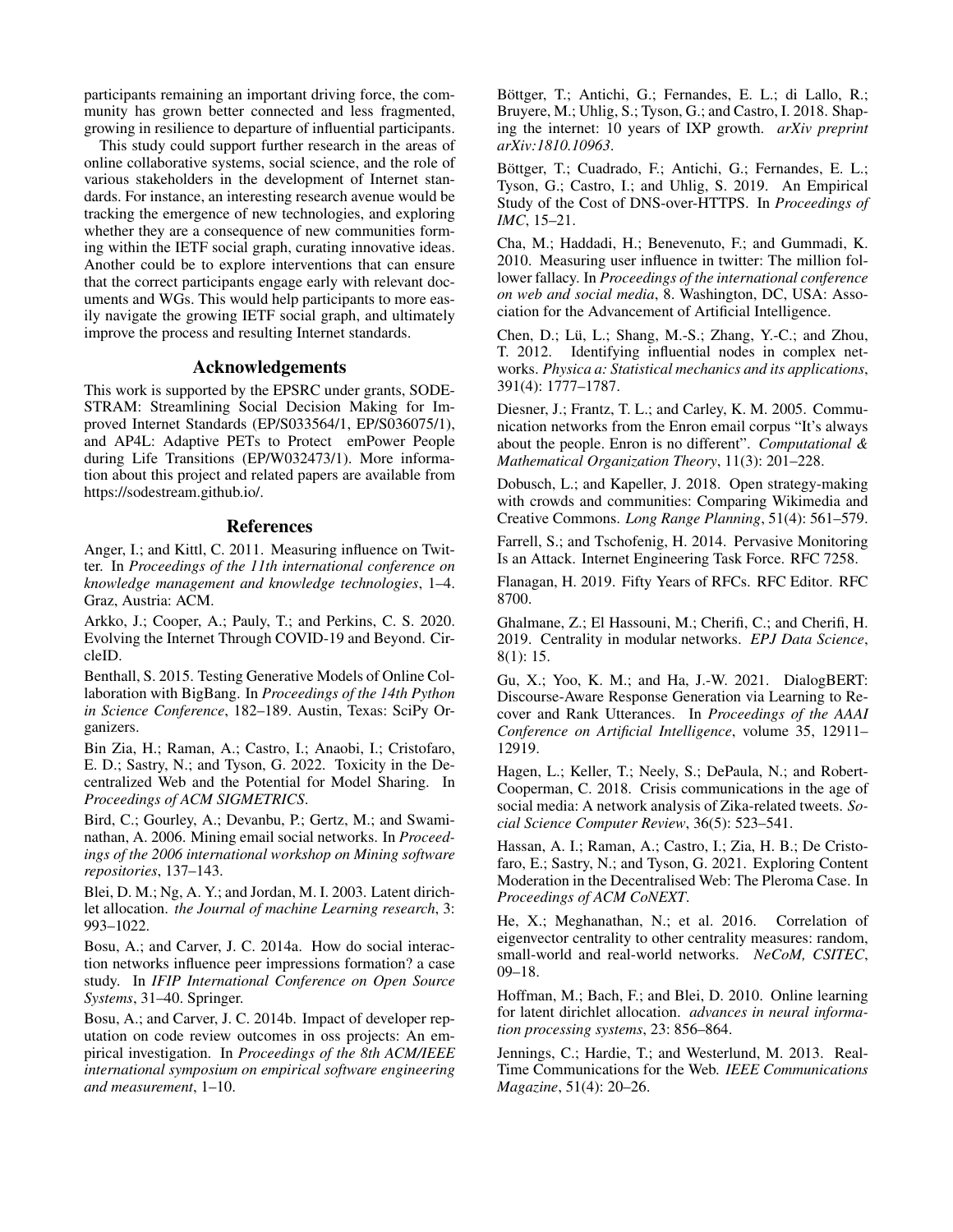participants remaining an important driving force, the community has grown better connected and less fragmented, growing in resilience to departure of influential participants.

This study could support further research in the areas of online collaborative systems, social science, and the role of various stakeholders in the development of Internet standards. For instance, an interesting research avenue would be tracking the emergence of new technologies, and exploring whether they are a consequence of new communities forming within the IETF social graph, curating innovative ideas. Another could be to explore interventions that can ensure that the correct participants engage early with relevant documents and WGs. This would help participants to more easily navigate the growing IETF social graph, and ultimately improve the process and resulting Internet standards.

## Acknowledgements

This work is supported by the EPSRC under grants, SODESTRAM: Streamlining Social Decision Making for Improved Internet Standards (EP/S033564/1, EP/S036075/1), and AP4L: Adaptive PETs to Protect emPower People during Life Transitions (EP/W032473/1). More information about this project and related papers are available from https://sodestream.github.io/.

## References

Anger, I.; and Kittl, C. 2011. Measuring influence on Twitter. In *Proceedings of the 11th international conference on knowledge management and knowledge technologies*, 1–4. Graz, Austria: ACM.

Arkko, J.; Cooper, A.; Pauly, T.; and Perkins, C. S. 2020. Evolving the Internet Through COVID-19 and Beyond. CircleID.

Benthall, S. 2015. Testing Generative Models of Online Collaboration with BigBang. In *Proceedings of the 14th Python in Science Conference*, 182–189. Austin, Texas: SciPy Organizers.

Bin Zia, H.; Raman, A.; Castro, I.; Anaobi, I.; Cristofaro, E. D.; Sastry, N.; and Tyson, G. 2022. Toxicity in the Decentralized Web and the Potential for Model Sharing. In *Proceedings of ACM SIGMETRICS*.

Bird, C.; Gourley, A.; Devanbu, P.; Gertz, M.; and Swaminathan, A. 2006. Mining email social networks. In *Proceedings of the 2006 international workshop on Mining software repositories*, 137–143.

Blei, D. M.; Ng, A. Y.; and Jordan, M. I. 2003. Latent dirichlet allocation. *the Journal of machine Learning research*, 3: 993–1022.

Bosu, A.; and Carver, J. C. 2014a. How do social interaction networks influence peer impressions formation? a case study. In *IFIP International Conference on Open Source Systems*, 31–40. Springer.

Bosu, A.; and Carver, J. C. 2014b. Impact of developer reputation on code review outcomes in oss projects: An empirical investigation. In *Proceedings of the 8th ACM/IEEE international symposium on empirical software engineering and measurement*, 1–10.

Böttger, T.; Antichi, G.; Fernandes, E. L.; di Lallo, R.; Bruyere, M.; Uhlig, S.; Tyson, G.; and Castro, I. 2018. Shaping the internet: 10 years of IXP growth. *arXiv preprint arXiv:1810.10963*.

Böttger, T.; Cuadrado, F.; Antichi, G.; Fernandes, E. L.; Tyson, G.; Castro, I.; and Uhlig, S. 2019. An Empirical Study of the Cost of DNS-over-HTTPS. In *Proceedings of IMC*, 15–21.

Cha, M.; Haddadi, H.; Benevenuto, F.; and Gummadi, K. 2010. Measuring user influence in twitter: The million follower fallacy. In *Proceedings of the international conference on web and social media*, 8. Washington, DC, USA: Association for the Advancement of Artificial Intelligence.

Chen, D.; Lü, L.; Shang, M.-S.; Zhang, Y.-C.; and Zhou, T. 2012. Identifying influential nodes in complex networks. *Physica a: Statistical mechanics and its applications*, 391(4): 1777–1787.

Diesner, J.; Frantz, T. L.; and Carley, K. M. 2005. Communication networks from the Enron email corpus "It's always about the people. Enron is no different". *Computational & Mathematical Organization Theory*, 11(3): 201–228.

Dobusch, L.; and Kapeller, J. 2018. Open strategy-making with crowds and communities: Comparing Wikimedia and Creative Commons. *Long Range Planning*, 51(4): 561–579.

Farrell, S.; and Tschofenig, H. 2014. Pervasive Monitoring Is an Attack. Internet Engineering Task Force. RFC 7258.

Flanagan, H. 2019. Fifty Years of RFCs. RFC Editor. RFC 8700.

Ghalmane, Z.; El Hassouni, M.; Cherifi, C.; and Cherifi, H. 2019. Centrality in modular networks. *EPJ Data Science*, 8(1): 15.

Gu, X.; Yoo, K. M.; and Ha, J.-W. 2021. DialogBERT: Discourse-Aware Response Generation via Learning to Recover and Rank Utterances. In *Proceedings of the AAAI Conference on Artificial Intelligence*, volume 35, 12911–12919.

Hagen, L.; Keller, T.; Neely, S.; DePaula, N.; and Robert-Cooperman, C. 2018. Crisis communications in the age of social media: A network analysis of Zika-related tweets. *Social Science Computer Review*, 36(5): 523–541.

Hassan, A. I.; Raman, A.; Castro, I.; Zia, H. B.; De Cristofaro, E.; Sastry, N.; and Tyson, G. 2021. Exploring Content Moderation in the Decentralised Web: The Pleroma Case. In *Proceedings of ACM CoNEXT*.

He, X.; Meghanathan, N.; et al. 2016. Correlation of eigenvector centrality to other centrality measures: random, small-world and real-world networks. *NeCoM, CSITEC*, 09–18.

Hoffman, M.; Bach, F.; and Blei, D. 2010. Online learning for latent dirichlet allocation. *advances in neural information processing systems*, 23: 856–864.

Jennings, C.; Hardie, T.; and Westerlund, M. 2013. Real-Time Communications for the Web. *IEEE Communications Magazine*, 51(4): 20–26.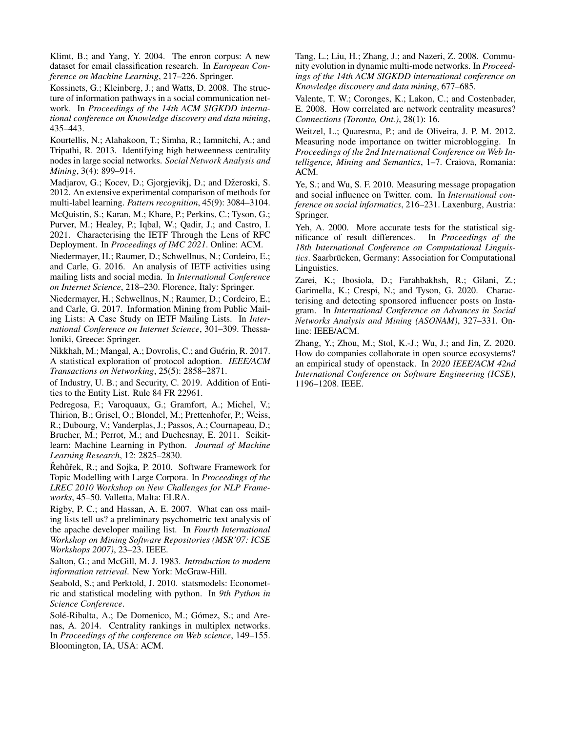Klimt, B.; and Yang, Y. 2004. The enron corpus: A new dataset for email classification research. In *European Conference on Machine Learning*, 217–226. Springer.

Kossinets, G.; Kleinberg, J.; and Watts, D. 2008. The structure of information pathways in a social communication network. In *Proceedings of the 14th ACM SIGKDD international conference on Knowledge discovery and data mining*, 435–443.

Kourtellis, N.; Alahakoon, T.; Simha, R.; Iamnitchi, A.; and Tripathi, R. 2013. Identifying high betweenness centrality nodes in large social networks. *Social Network Analysis and Mining*, 3(4): 899–914.

Madjarov, G.; Kocev, D.; Gjorgjevikj, D.; and Džeroski, S. 2012. An extensive experimental comparison of methods for multi-label learning. *Pattern recognition*, 45(9): 3084–3104.

McQuistin, S.; Karan, M.; Khare, P.; Perkins, C.; Tyson, G.; Purver, M.; Healey, P.; Iqbal, W.; Qadir, J.; and Castro, I. 2021. Characterising the IETF Through the Lens of RFC Deployment. In *Proceedings of IMC 2021*. Online: ACM.

Niedermayer, H.; Raumer, D.; Schwellnus, N.; Cordeiro, E.; and Carle, G. 2016. An analysis of IETF activities using mailing lists and social media. In *International Conference on Internet Science*, 218–230. Florence, Italy: Springer.

Niedermayer, H.; Schwellnus, N.; Raumer, D.; Cordeiro, E.; and Carle, G. 2017. Information Mining from Public Mailing Lists: A Case Study on IETF Mailing Lists. In *International Conference on Internet Science*, 301–309. Thessaloniki, Greece: Springer.

Nikkhah, M.; Mangal, A.; Dovrolis, C.; and Guérin, R. 2017. A statistical exploration of protocol adoption. *IEEE/ACM Transactions on Networking*, 25(5): 2858–2871.

of Industry, U. B.; and Security, C. 2019. Addition of Entities to the Entity List. Rule 84 FR 22961.

Pedregosa, F.; Varoquaux, G.; Gramfort, A.; Michel, V.; Thirion, B.; Grisel, O.; Blondel, M.; Prettenhofer, P.; Weiss, R.; Dubourg, V.; Vanderplas, J.; Passos, A.; Cournapeau, D.; Brucher, M.; Perrot, M.; and Duchesnay, E. 2011. Scikit-learn: Machine Learning in Python. *Journal of Machine Learning Research*, 12: 2825–2830.

Řehůřek, R.; and Sojka, P. 2010. Software Framework for Topic Modelling with Large Corpora. In *Proceedings of the LREC 2010 Workshop on New Challenges for NLP Frameworks*, 45–50. Valletta, Malta: ELRA.

Rigby, P. C.; and Hassan, A. E. 2007. What can oss mailing lists tell us? a preliminary psychometric text analysis of the apache developer mailing list. In *Fourth International Workshop on Mining Software Repositories (MSR'07: ICSE Workshops 2007)*, 23–23. IEEE.

Salton, G.; and McGill, M. J. 1983. *Introduction to modern information retrieval*. New York: McGraw-Hill.

Seabold, S.; and Perktold, J. 2010. statsmodels: Econometric and statistical modeling with python. In *9th Python in Science Conference*.

Solé-Ribalta, A.; De Domenico, M.; Gómez, S.; and Arenas, A. 2014. Centrality rankings in multiplex networks. In *Proceedings of the conference on Web science*, 149–155. Bloomington, IA, USA: ACM.

Tang, L.; Liu, H.; Zhang, J.; and Nazeri, Z. 2008. Community evolution in dynamic multi-mode networks. In *Proceedings of the 14th ACM SIGKDD international conference on Knowledge discovery and data mining*, 677–685.

Valente, T. W.; Coronges, K.; Lakon, C.; and Costenbader, E. 2008. How correlated are network centrality measures? *Connections (Toronto, Ont.)*, 28(1): 16.

Weitzel, L.; Quaresma, P.; and de Oliveira, J. P. M. 2012. Measuring node importance on twitter microblogging. In *Proceedings of the 2nd International Conference on Web Intelligence, Mining and Semantics*, 1–7. Craiova, Romania: ACM.

Ye, S.; and Wu, S. F. 2010. Measuring message propagation and social influence on Twitter. com. In *International conference on social informatics*, 216–231. Laxenburg, Austria: Springer.

Yeh, A. 2000. More accurate tests for the statistical significance of result differences. In *Proceedings of the 18th International Conference on Computational Linguistics*. Saarbrücken, Germany: Association for Computational Linguistics.

Zarei, K.; Ibosiola, D.; Farahbakhsh, R.; Gilani, Z.; Garimella, K.; Crespi, N.; and Tyson, G. 2020. Characterising and detecting sponsored influencer posts on Instagram. In *International Conference on Advances in Social Networks Analysis and Mining (ASONAM)*, 327–331. Online: IEEE/ACM.

Zhang, Y.; Zhou, M.; Stol, K.-J.; Wu, J.; and Jin, Z. 2020. How do companies collaborate in open source ecosystems? an empirical study of openstack. In *2020 IEEE/ACM 42nd International Conference on Software Engineering (ICSE)*, 1196–1208. IEEE.